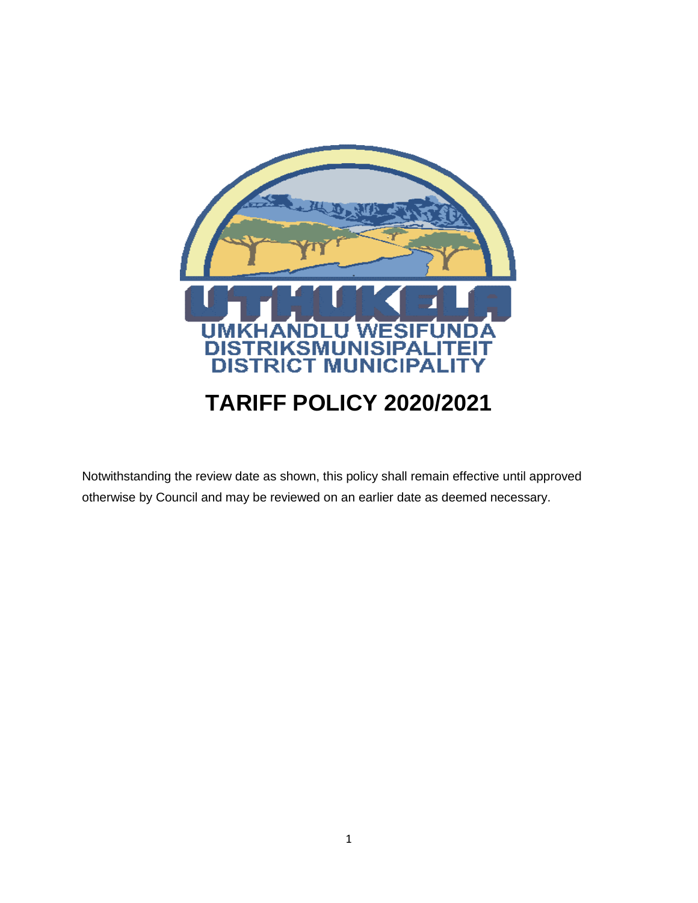UTHUKELA

UMKHANDLU WESIFUNDA
DISTRIKSMUNISIPALITEIT
DISTRICT MUNICIPALITY

# TARIFF POLICY 2020/2021

Notwithstanding the review date as shown, this policy shall remain effective until approved otherwise by Council and may be reviewed on an earlier date as deemed necessary.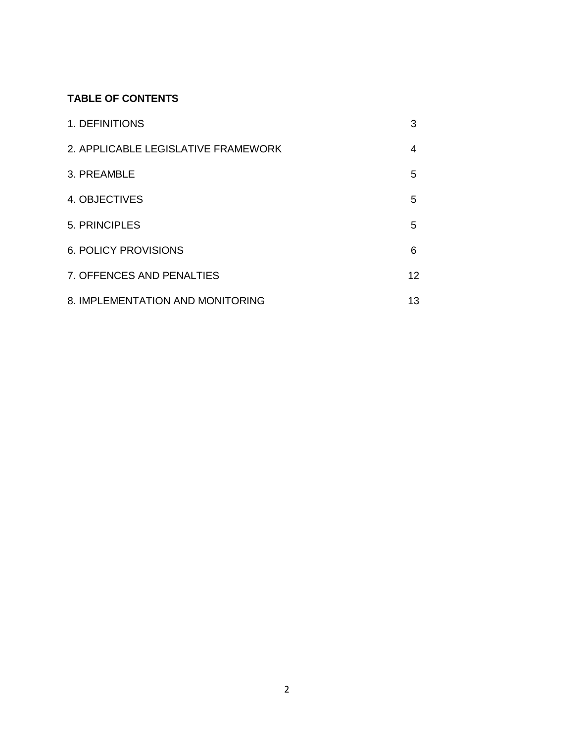**TABLE OF CONTENTS**

| | |
|---|---|
| 1. DEFINITIONS | 3 |
| 2. APPLICABLE LEGISLATIVE FRAMEWORK | 4 |
| 3. PREAMBLE | 5 |
| 4. OBJECTIVES | 5 |
| 5. PRINCIPLES | 5 |
| 6. POLICY PROVISIONS | 6 |
| 7. OFFENCES AND PENALTIES | 12 |
| 8. IMPLEMENTATION AND MONITORING | 13 |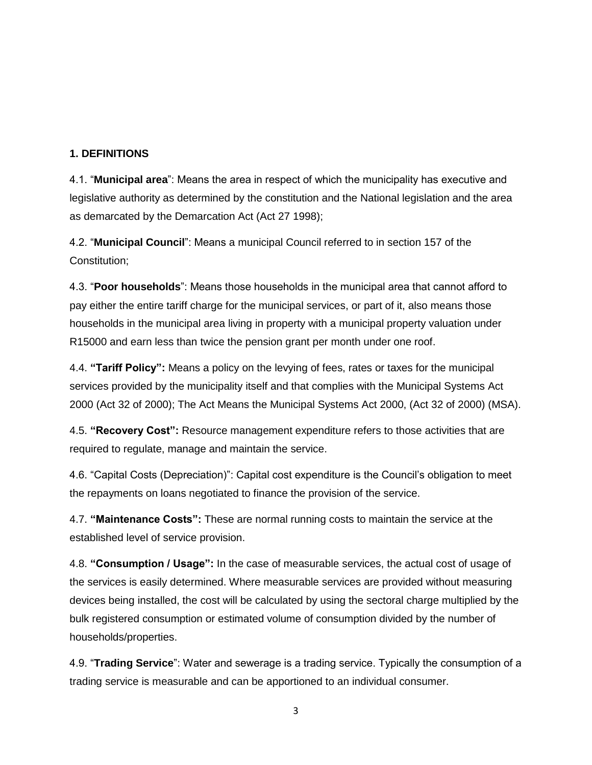## 1. DEFINITIONS

4.1. "**Municipal area**": Means the area in respect of which the municipality has executive and legislative authority as determined by the constitution and the National legislation and the area as demarcated by the Demarcation Act (Act 27 1998);

4.2. "**Municipal Council**": Means a municipal Council referred to in section 157 of the Constitution;

4.3. "**Poor households**": Means those households in the municipal area that cannot afford to pay either the entire tariff charge for the municipal services, or part of it, also means those households in the municipal area living in property with a municipal property valuation under R15000 and earn less than twice the pension grant per month under one roof.

4.4. **"Tariff Policy":** Means a policy on the levying of fees, rates or taxes for the municipal services provided by the municipality itself and that complies with the Municipal Systems Act 2000 (Act 32 of 2000); The Act Means the Municipal Systems Act 2000, (Act 32 of 2000) (MSA).

4.5. **"Recovery Cost":** Resource management expenditure refers to those activities that are required to regulate, manage and maintain the service.

4.6. "Capital Costs (Depreciation)": Capital cost expenditure is the Council's obligation to meet the repayments on loans negotiated to finance the provision of the service.

4.7. **"Maintenance Costs":** These are normal running costs to maintain the service at the established level of service provision.

4.8. **"Consumption / Usage":** In the case of measurable services, the actual cost of usage of the services is easily determined. Where measurable services are provided without measuring devices being installed, the cost will be calculated by using the sectoral charge multiplied by the bulk registered consumption or estimated volume of consumption divided by the number of households/properties.

4.9. "**Trading Service**": Water and sewerage is a trading service. Typically the consumption of a trading service is measurable and can be apportioned to an individual consumer.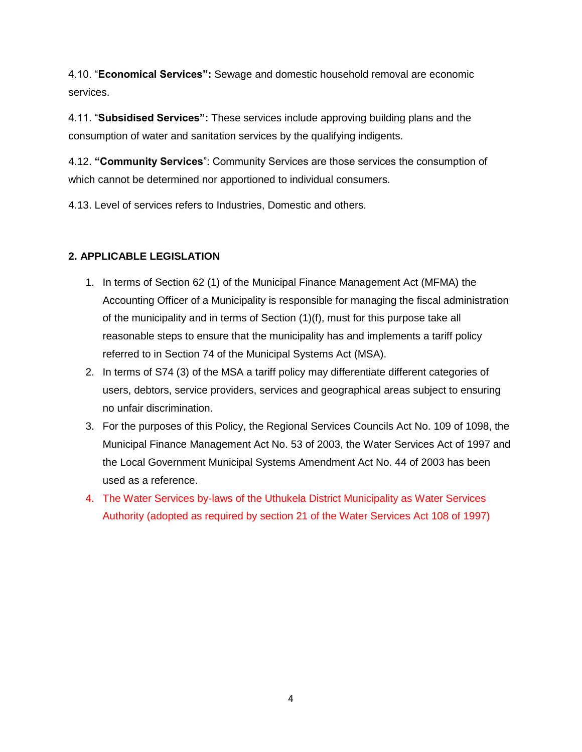4.10. “**Economical Services”:** Sewage and domestic household removal are economic services.

4.11. “**Subsidised Services”:** These services include approving building plans and the consumption of water and sanitation services by the qualifying indigents.

4.12. **“Community Services**”: Community Services are those services the consumption of which cannot be determined nor apportioned to individual consumers.

4.13. Level of services refers to Industries, Domestic and others.

## 2. APPLICABLE LEGISLATION

1. In terms of Section 62 (1) of the Municipal Finance Management Act (MFMA) the Accounting Officer of a Municipality is responsible for managing the fiscal administration of the municipality and in terms of Section (1)(f), must for this purpose take all reasonable steps to ensure that the municipality has and implements a tariff policy referred to in Section 74 of the Municipal Systems Act (MSA).
2. In terms of S74 (3) of the MSA a tariff policy may differentiate different categories of users, debtors, service providers, services and geographical areas subject to ensuring no unfair discrimination.
3. For the purposes of this Policy, the Regional Services Councils Act No. 109 of 1098, the Municipal Finance Management Act No. 53 of 2003, the Water Services Act of 1997 and the Local Government Municipal Systems Amendment Act No. 44 of 2003 has been used as a reference.
4. The Water Services by-laws of the Uthukela District Municipality as Water Services Authority (adopted as required by section 21 of the Water Services Act 108 of 1997)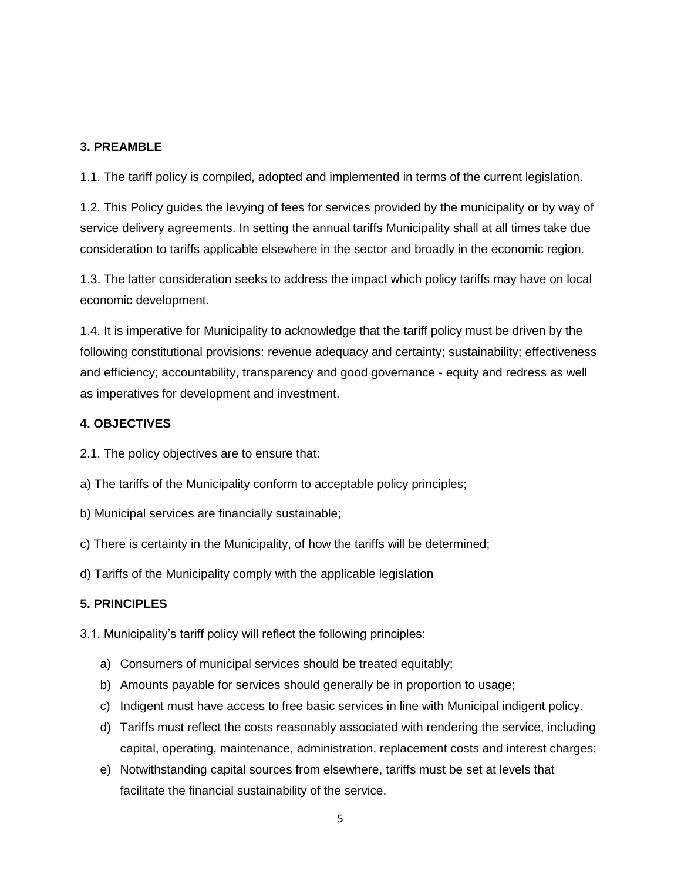**3. PREAMBLE**

1.1. The tariff policy is compiled, adopted and implemented in terms of the current legislation.

1.2. This Policy guides the levying of fees for services provided by the municipality or by way of service delivery agreements. In setting the annual tariffs Municipality shall at all times take due consideration to tariffs applicable elsewhere in the sector and broadly in the economic region.

1.3. The latter consideration seeks to address the impact which policy tariffs may have on local economic development.

1.4. It is imperative for Municipality to acknowledge that the tariff policy must be driven by the following constitutional provisions: revenue adequacy and certainty; sustainability; effectiveness and efficiency; accountability, transparency and good governance - equity and redress as well as imperatives for development and investment.

**4. OBJECTIVES**

2.1. The policy objectives are to ensure that:

a) The tariffs of the Municipality conform to acceptable policy principles;

b) Municipal services are financially sustainable;

c) There is certainty in the Municipality, of how the tariffs will be determined;

d) Tariffs of the Municipality comply with the applicable legislation

**5. PRINCIPLES**

3.1. Municipality's tariff policy will reflect the following principles:

a) Consumers of municipal services should be treated equitably;
b) Amounts payable for services should generally be in proportion to usage;
c) Indigent must have access to free basic services in line with Municipal indigent policy.
d) Tariffs must reflect the costs reasonably associated with rendering the service, including capital, operating, maintenance, administration, replacement costs and interest charges;
e) Notwithstanding capital sources from elsewhere, tariffs must be set at levels that facilitate the financial sustainability of the service.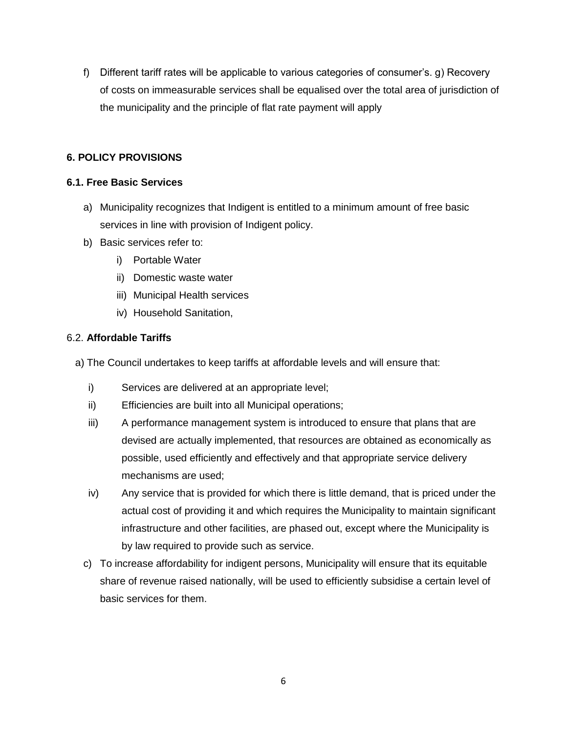f) Different tariff rates will be applicable to various categories of consumer's. g) Recovery of costs on immeasurable services shall be equalised over the total area of jurisdiction of the municipality and the principle of flat rate payment will apply

## 6. POLICY PROVISIONS

### 6.1. Free Basic Services

a) Municipality recognizes that Indigent is entitled to a minimum amount of free basic services in line with provision of Indigent policy.

b) Basic services refer to:
   - i) Portable Water
   - ii) Domestic waste water
   - iii) Municipal Health services
   - iv) Household Sanitation,

### 6.2. **Affordable Tariffs**

a) The Council undertakes to keep tariffs at affordable levels and will ensure that:
   - i) Services are delivered at an appropriate level;
   - ii) Efficiencies are built into all Municipal operations;
   - iii) A performance management system is introduced to ensure that plans that are devised are actually implemented, that resources are obtained as economically as possible, used efficiently and effectively and that appropriate service delivery mechanisms are used;
   - iv) Any service that is provided for which there is little demand, that is priced under the actual cost of providing it and which requires the Municipality to maintain significant infrastructure and other facilities, are phased out, except where the Municipality is by law required to provide such as service.

c) To increase affordability for indigent persons, Municipality will ensure that its equitable share of revenue raised nationally, will be used to efficiently subsidise a certain level of basic services for them.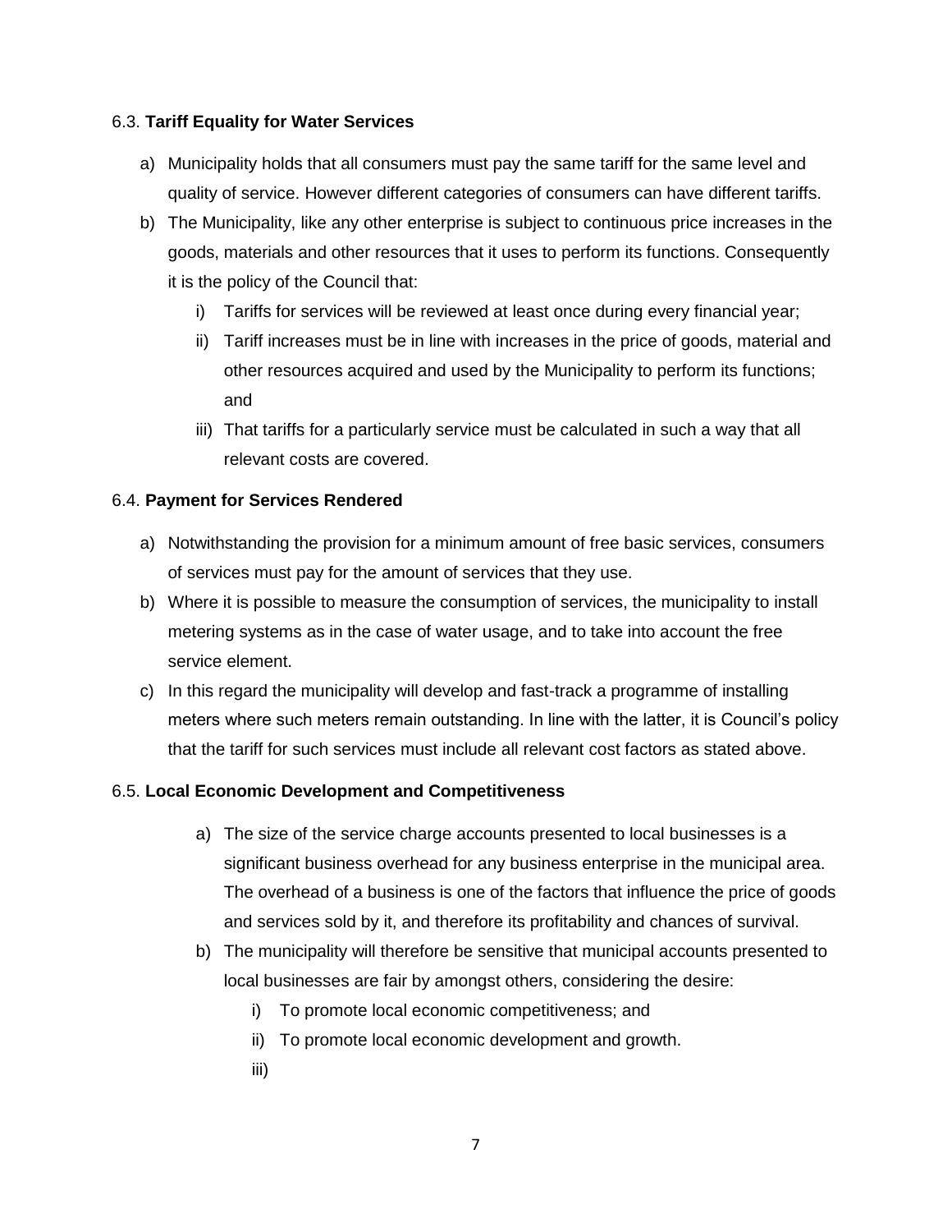6.3. **Tariff Equality for Water Services**

a) Municipality holds that all consumers must pay the same tariff for the same level and quality of service. However different categories of consumers can have different tariffs.

b) The Municipality, like any other enterprise is subject to continuous price increases in the goods, materials and other resources that it uses to perform its functions. Consequently it is the policy of the Council that:

   i) Tariffs for services will be reviewed at least once during every financial year;

   ii) Tariff increases must be in line with increases in the price of goods, material and other resources acquired and used by the Municipality to perform its functions; and

   iii) That tariffs for a particularly service must be calculated in such a way that all relevant costs are covered.

6.4. **Payment for Services Rendered**

a) Notwithstanding the provision for a minimum amount of free basic services, consumers of services must pay for the amount of services that they use.

b) Where it is possible to measure the consumption of services, the municipality to install metering systems as in the case of water usage, and to take into account the free service element.

c) In this regard the municipality will develop and fast-track a programme of installing meters where such meters remain outstanding. In line with the latter, it is Council's policy that the tariff for such services must include all relevant cost factors as stated above.

6.5. **Local Economic Development and Competitiveness**

a) The size of the service charge accounts presented to local businesses is a significant business overhead for any business enterprise in the municipal area. The overhead of a business is one of the factors that influence the price of goods and services sold by it, and therefore its profitability and chances of survival.

b) The municipality will therefore be sensitive that municipal accounts presented to local businesses are fair by amongst others, considering the desire:

   i) To promote local economic competitiveness; and

   ii) To promote local economic development and growth.

   iii)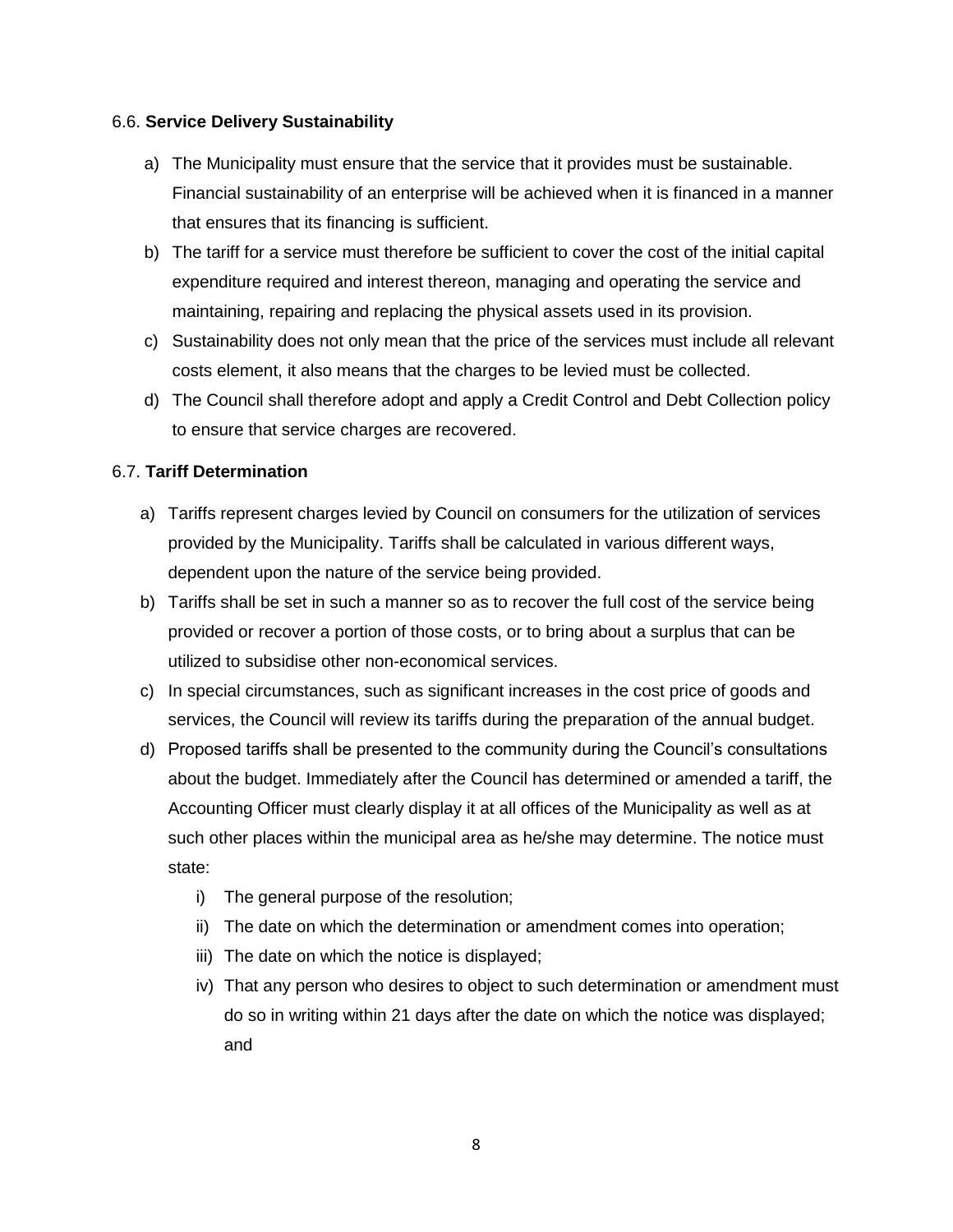6.6. **Service Delivery Sustainability**

a) The Municipality must ensure that the service that it provides must be sustainable. Financial sustainability of an enterprise will be achieved when it is financed in a manner that ensures that its financing is sufficient.

b) The tariff for a service must therefore be sufficient to cover the cost of the initial capital expenditure required and interest thereon, managing and operating the service and maintaining, repairing and replacing the physical assets used in its provision.

c) Sustainability does not only mean that the price of the services must include all relevant costs element, it also means that the charges to be levied must be collected.

d) The Council shall therefore adopt and apply a Credit Control and Debt Collection policy to ensure that service charges are recovered.

6.7. **Tariff Determination**

a) Tariffs represent charges levied by Council on consumers for the utilization of services provided by the Municipality. Tariffs shall be calculated in various different ways, dependent upon the nature of the service being provided.

b) Tariffs shall be set in such a manner so as to recover the full cost of the service being provided or recover a portion of those costs, or to bring about a surplus that can be utilized to subsidise other non-economical services.

c) In special circumstances, such as significant increases in the cost price of goods and services, the Council will review its tariffs during the preparation of the annual budget.

d) Proposed tariffs shall be presented to the community during the Council's consultations about the budget. Immediately after the Council has determined or amended a tariff, the Accounting Officer must clearly display it at all offices of the Municipality as well as at such other places within the municipal area as he/she may determine. The notice must state:

   i) The general purpose of the resolution;
   
   ii) The date on which the determination or amendment comes into operation;
   
   iii) The date on which the notice is displayed;
   
   iv) That any person who desires to object to such determination or amendment must do so in writing within 21 days after the date on which the notice was displayed; and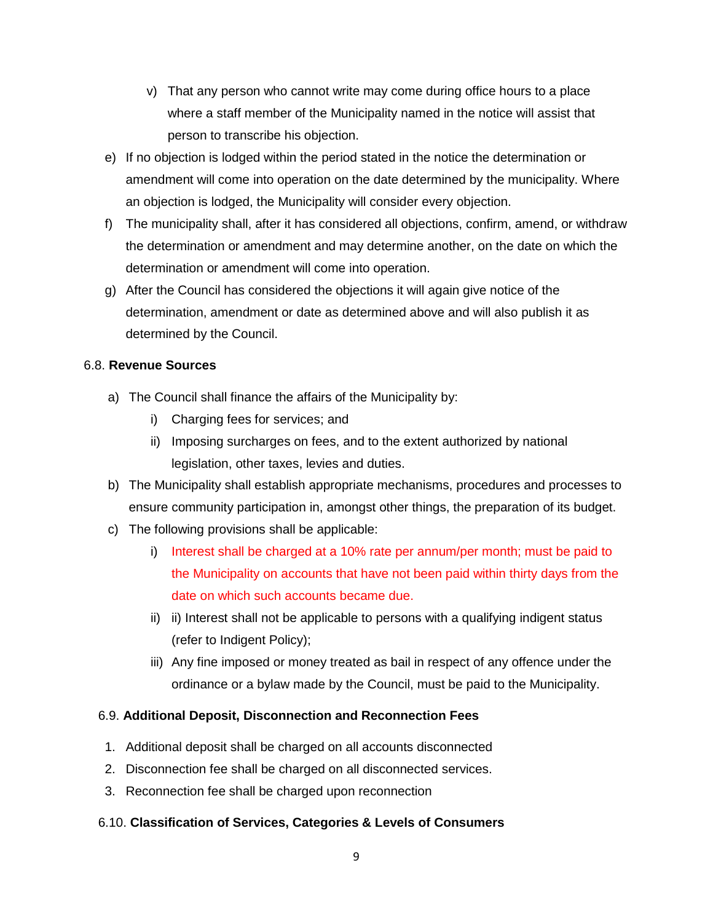v) That any person who cannot write may come during office hours to a place where a staff member of the Municipality named in the notice will assist that person to transcribe his objection.

e) If no objection is lodged within the period stated in the notice the determination or amendment will come into operation on the date determined by the municipality. Where an objection is lodged, the Municipality will consider every objection.

f) The municipality shall, after it has considered all objections, confirm, amend, or withdraw the determination or amendment and may determine another, on the date on which the determination or amendment will come into operation.

g) After the Council has considered the objections it will again give notice of the determination, amendment or date as determined above and will also publish it as determined by the Council.

6.8. **Revenue Sources**

a) The Council shall finance the affairs of the Municipality by:
   i) Charging fees for services; and
   ii) Imposing surcharges on fees, and to the extent authorized by national legislation, other taxes, levies and duties.

b) The Municipality shall establish appropriate mechanisms, procedures and processes to ensure community participation in, amongst other things, the preparation of its budget.

c) The following provisions shall be applicable:
   i) Interest shall be charged at a 10% rate per annum/per month; must be paid to the Municipality on accounts that have not been paid within thirty days from the date on which such accounts became due.
   ii) ii) Interest shall not be applicable to persons with a qualifying indigent status (refer to Indigent Policy);
   iii) Any fine imposed or money treated as bail in respect of any offence under the ordinance or a bylaw made by the Council, must be paid to the Municipality.

6.9. **Additional Deposit, Disconnection and Reconnection Fees**

1. Additional deposit shall be charged on all accounts disconnected
2. Disconnection fee shall be charged on all disconnected services.
3. Reconnection fee shall be charged upon reconnection

6.10. **Classification of Services, Categories & Levels of Consumers**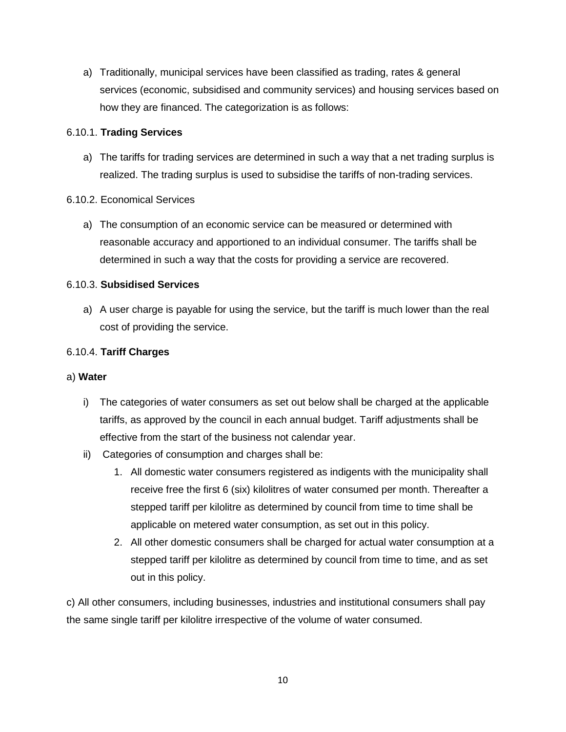a) Traditionally, municipal services have been classified as trading, rates & general services (economic, subsidised and community services) and housing services based on how they are financed. The categorization is as follows:

6.10.1. **Trading Services**

a) The tariffs for trading services are determined in such a way that a net trading surplus is realized. The trading surplus is used to subsidise the tariffs of non-trading services.

6.10.2. Economical Services

a) The consumption of an economic service can be measured or determined with reasonable accuracy and apportioned to an individual consumer. The tariffs shall be determined in such a way that the costs for providing a service are recovered.

6.10.3. **Subsidised Services**

a) A user charge is payable for using the service, but the tariff is much lower than the real cost of providing the service.

6.10.4. **Tariff Charges**

a) **Water**

i) The categories of water consumers as set out below shall be charged at the applicable tariffs, as approved by the council in each annual budget. Tariff adjustments shall be effective from the start of the business not calendar year.

ii) Categories of consumption and charges shall be:

1. All domestic water consumers registered as indigents with the municipality shall receive free the first 6 (six) kilolitres of water consumed per month. Thereafter a stepped tariff per kilolitre as determined by council from time to time shall be applicable on metered water consumption, as set out in this policy.
2. All other domestic consumers shall be charged for actual water consumption at a stepped tariff per kilolitre as determined by council from time to time, and as set out in this policy.

c) All other consumers, including businesses, industries and institutional consumers shall pay the same single tariff per kilolitre irrespective of the volume of water consumed.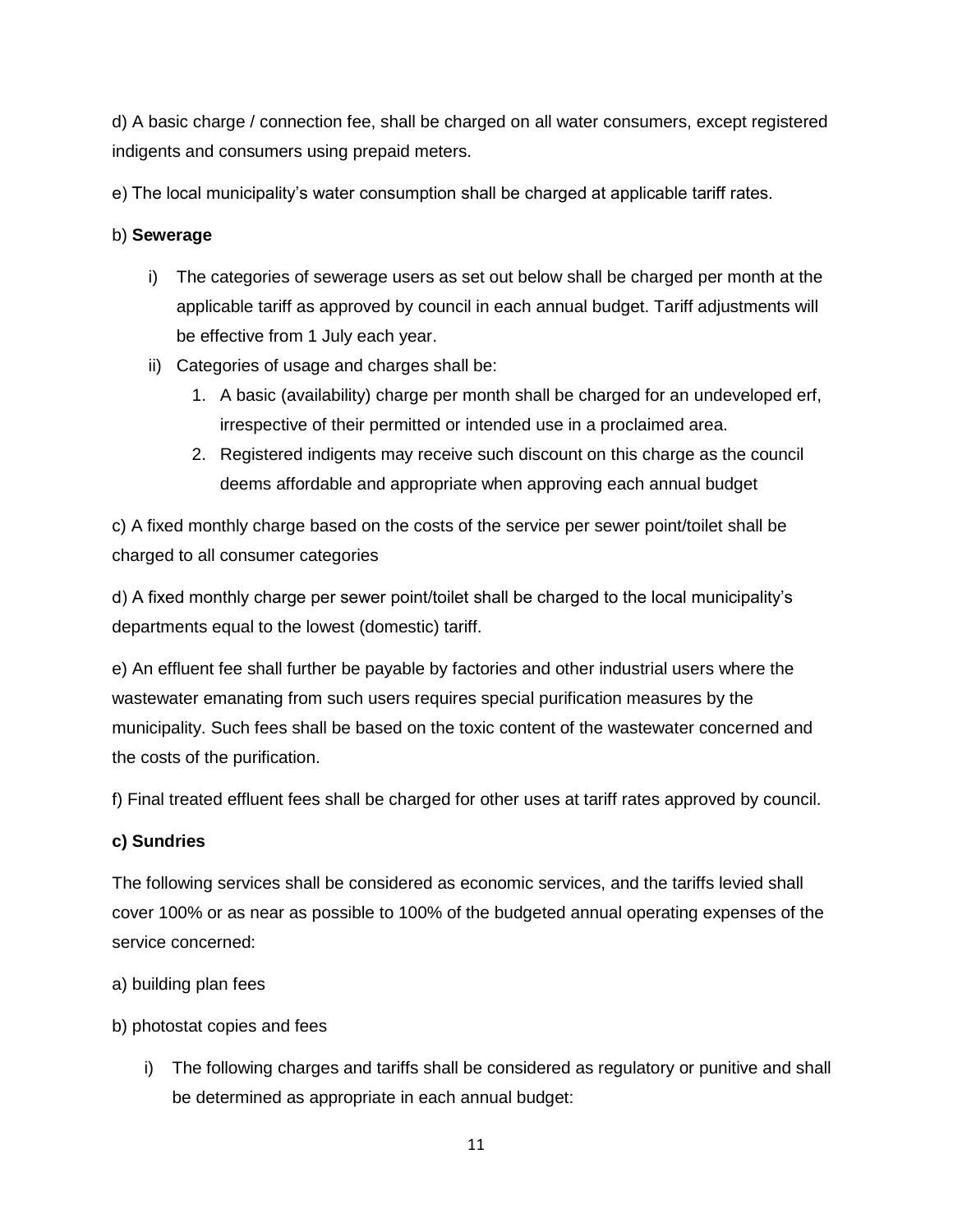d) A basic charge / connection fee, shall be charged on all water consumers, except registered indigents and consumers using prepaid meters.

e) The local municipality's water consumption shall be charged at applicable tariff rates.

b) **Sewerage**

i) The categories of sewerage users as set out below shall be charged per month at the applicable tariff as approved by council in each annual budget. Tariff adjustments will be effective from 1 July each year.

ii) Categories of usage and charges shall be:

1. A basic (availability) charge per month shall be charged for an undeveloped erf, irrespective of their permitted or intended use in a proclaimed area.
2. Registered indigents may receive such discount on this charge as the council deems affordable and appropriate when approving each annual budget

c) A fixed monthly charge based on the costs of the service per sewer point/toilet shall be charged to all consumer categories

d) A fixed monthly charge per sewer point/toilet shall be charged to the local municipality's departments equal to the lowest (domestic) tariff.

e) An effluent fee shall further be payable by factories and other industrial users where the wastewater emanating from such users requires special purification measures by the municipality. Such fees shall be based on the toxic content of the wastewater concerned and the costs of the purification.

f) Final treated effluent fees shall be charged for other uses at tariff rates approved by council.

**c) Sundries**

The following services shall be considered as economic services, and the tariffs levied shall cover 100% or as near as possible to 100% of the budgeted annual operating expenses of the service concerned:

a) building plan fees

b) photostat copies and fees

i) The following charges and tariffs shall be considered as regulatory or punitive and shall be determined as appropriate in each annual budget: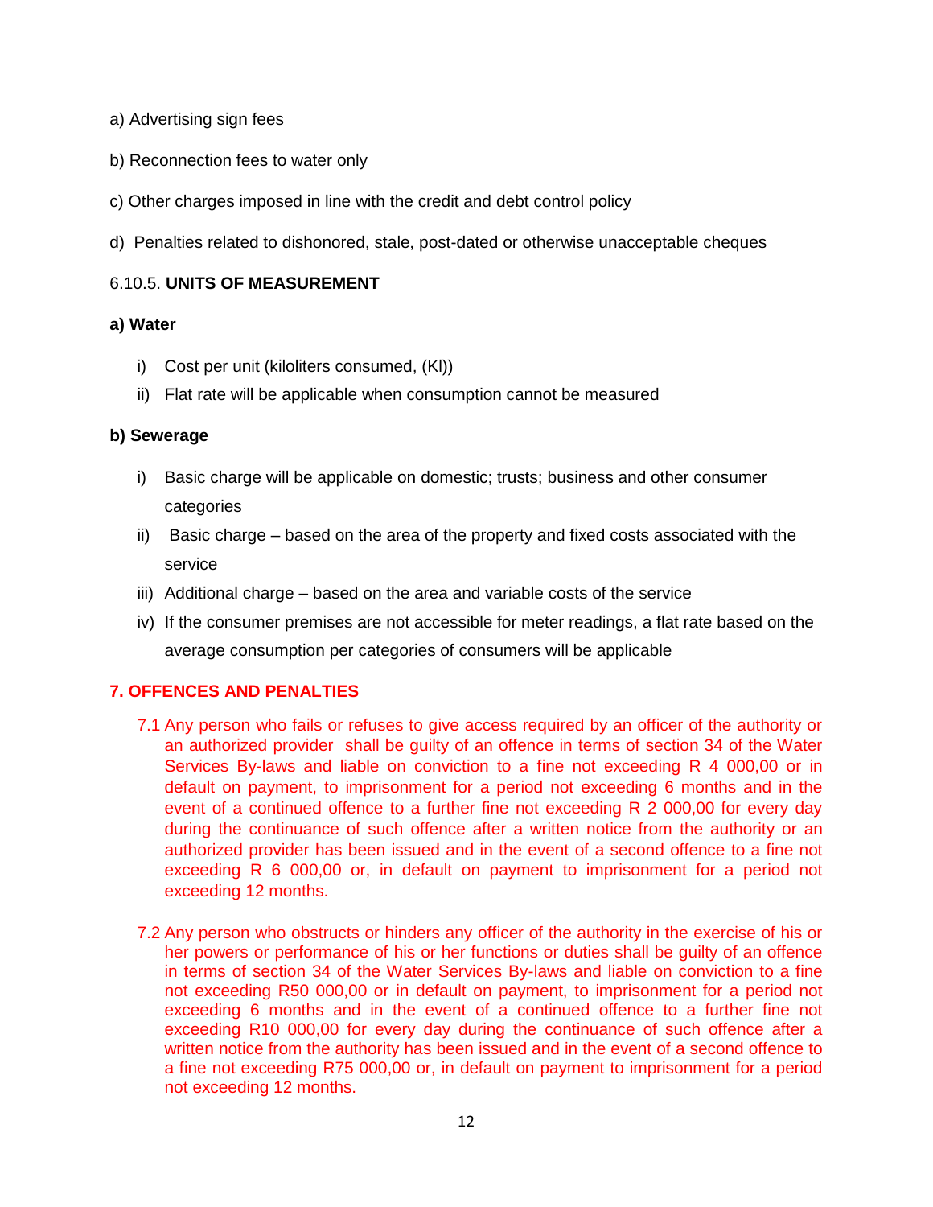a) Advertising sign fees

b) Reconnection fees to water only

c) Other charges imposed in line with the credit and debt control policy

d) Penalties related to dishonored, stale, post-dated or otherwise unacceptable cheques

6.10.5. **UNITS OF MEASUREMENT**

**a) Water**

i) Cost per unit (kiloliters consumed, (Kl))

ii) Flat rate will be applicable when consumption cannot be measured

**b) Sewerage**

i) Basic charge will be applicable on domestic; trusts; business and other consumer categories

ii) Basic charge – based on the area of the property and fixed costs associated with the service

iii) Additional charge – based on the area and variable costs of the service

iv) If the consumer premises are not accessible for meter readings, a flat rate based on the average consumption per categories of consumers will be applicable

## 7. OFFENCES AND PENALTIES

7.1 Any person who fails or refuses to give access required by an officer of the authority or an authorized provider shall be guilty of an offence in terms of section 34 of the Water Services By-laws and liable on conviction to a fine not exceeding R 4 000,00 or in default on payment, to imprisonment for a period not exceeding 6 months and in the event of a continued offence to a further fine not exceeding R 2 000,00 for every day during the continuance of such offence after a written notice from the authority or an authorized provider has been issued and in the event of a second offence to a fine not exceeding R 6 000,00 or, in default on payment to imprisonment for a period not exceeding 12 months.

7.2 Any person who obstructs or hinders any officer of the authority in the exercise of his or her powers or performance of his or her functions or duties shall be guilty of an offence in terms of section 34 of the Water Services By-laws and liable on conviction to a fine not exceeding R50 000,00 or in default on payment, to imprisonment for a period not exceeding 6 months and in the event of a continued offence to a further fine not exceeding R10 000,00 for every day during the continuance of such offence after a written notice from the authority has been issued and in the event of a second offence to a fine not exceeding R75 000,00 or, in default on payment to imprisonment for a period not exceeding 12 months.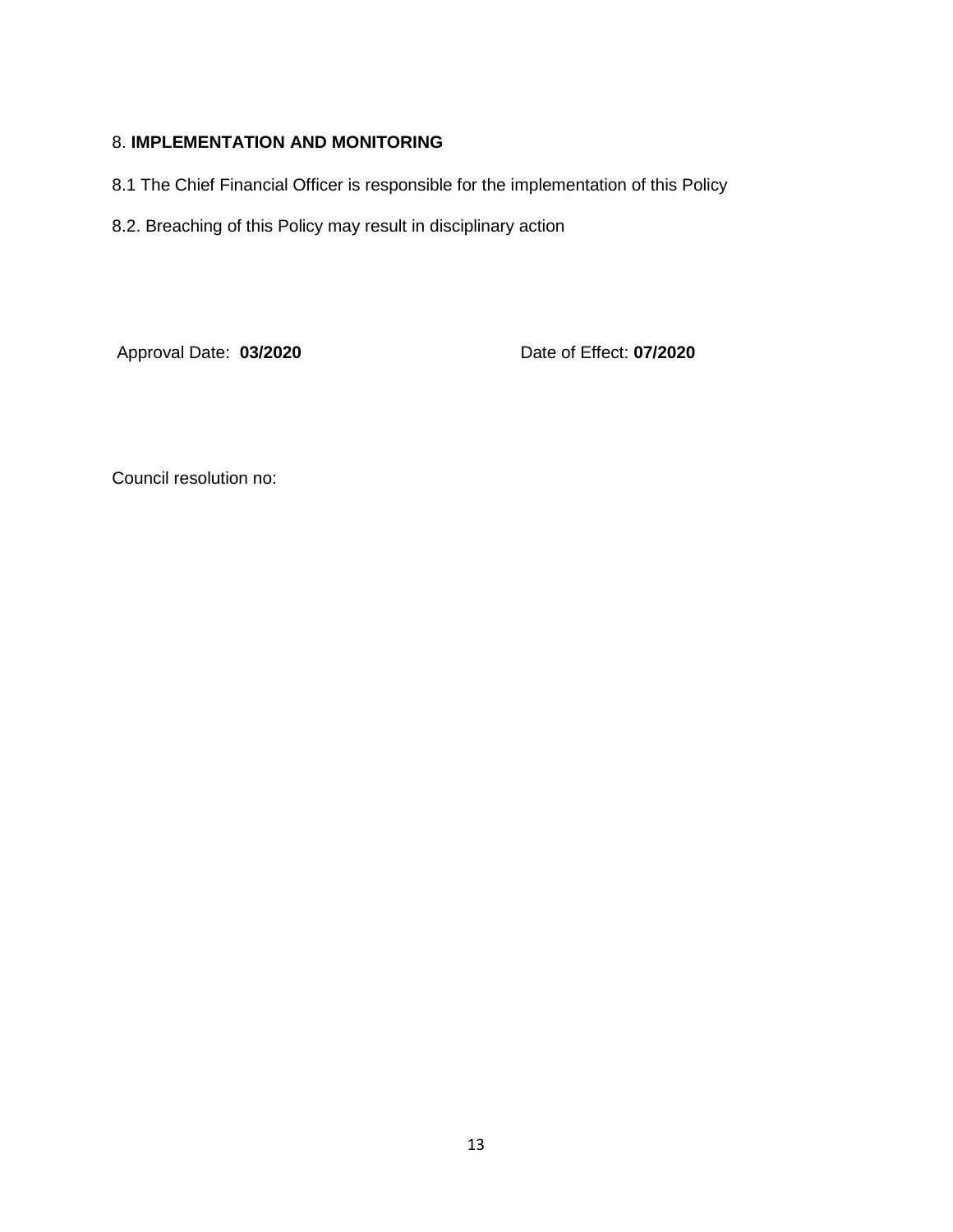## 8. **IMPLEMENTATION AND MONITORING**

8.1 The Chief Financial Officer is responsible for the implementation of this Policy

8.2. Breaching of this Policy may result in disciplinary action

Approval Date: **03/2020** Date of Effect: **07/2020**

Council resolution no: